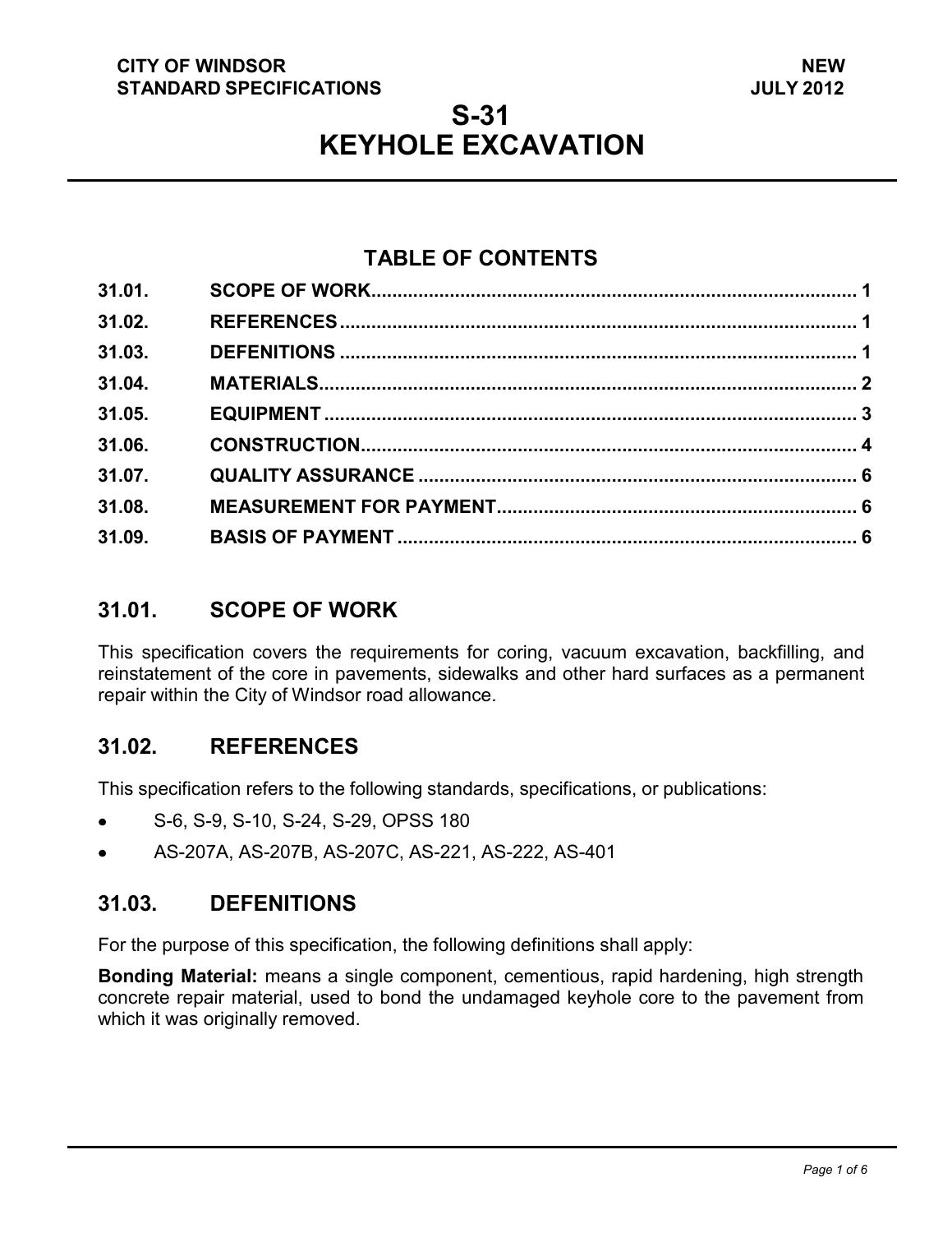CITY OF WINDSOR
STANDARD SPECIFICATIONS

NEW
JULY 2012

# S-31
# KEYHOLE EXCAVATION

## TABLE OF CONTENTS

| | | |
|---|---|---|
| 31.01. | SCOPE OF WORK | 1 |
| 31.02. | REFERENCES | 1 |
| 31.03. | DEFENITIONS | 1 |
| 31.04. | MATERIALS | 2 |
| 31.05. | EQUIPMENT | 3 |
| 31.06. | CONSTRUCTION | 4 |
| 31.07. | QUALITY ASSURANCE | 6 |
| 31.08. | MEASUREMENT FOR PAYMENT | 6 |
| 31.09. | BASIS OF PAYMENT | 6 |

## 31.01. SCOPE OF WORK

This specification covers the requirements for coring, vacuum excavation, backfilling, and reinstatement of the core in pavements, sidewalks and other hard surfaces as a permanent repair within the City of Windsor road allowance.

## 31.02. REFERENCES

This specification refers to the following standards, specifications, or publications:

- S-6, S-9, S-10, S-24, S-29, OPSS 180
- AS-207A, AS-207B, AS-207C, AS-221, AS-222, AS-401

## 31.03. DEFENITIONS

For the purpose of this specification, the following definitions shall apply:

**Bonding Material:** means a single component, cementious, rapid hardening, high strength concrete repair material, used to bond the undamaged keyhole core to the pavement from which it was originally removed.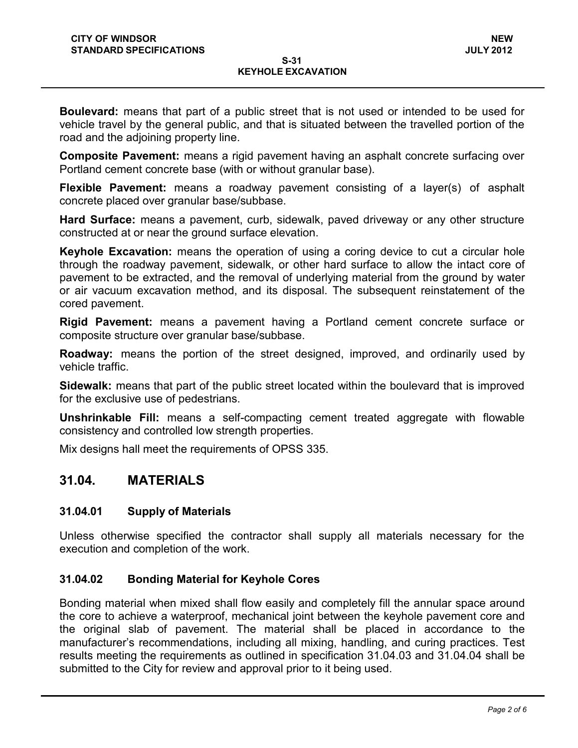**Boulevard:** means that part of a public street that is not used or intended to be used for vehicle travel by the general public, and that is situated between the travelled portion of the road and the adjoining property line.

**Composite Pavement:** means a rigid pavement having an asphalt concrete surfacing over Portland cement concrete base (with or without granular base).

**Flexible Pavement:** means a roadway pavement consisting of a layer(s) of asphalt concrete placed over granular base/subbase.

**Hard Surface:** means a pavement, curb, sidewalk, paved driveway or any other structure constructed at or near the ground surface elevation.

**Keyhole Excavation:** means the operation of using a coring device to cut a circular hole through the roadway pavement, sidewalk, or other hard surface to allow the intact core of pavement to be extracted, and the removal of underlying material from the ground by water or air vacuum excavation method, and its disposal. The subsequent reinstatement of the cored pavement.

**Rigid Pavement:** means a pavement having a Portland cement concrete surface or composite structure over granular base/subbase.

**Roadway:** means the portion of the street designed, improved, and ordinarily used by vehicle traffic.

**Sidewalk:** means that part of the public street located within the boulevard that is improved for the exclusive use of pedestrians.

**Unshrinkable Fill:** means a self-compacting cement treated aggregate with flowable consistency and controlled low strength properties.

Mix designs hall meet the requirements of OPSS 335.

## 31.04. MATERIALS

### 31.04.01 Supply of Materials

Unless otherwise specified the contractor shall supply all materials necessary for the execution and completion of the work.

### 31.04.02 Bonding Material for Keyhole Cores

Bonding material when mixed shall flow easily and completely fill the annular space around the core to achieve a waterproof, mechanical joint between the keyhole pavement core and the original slab of pavement. The material shall be placed in accordance to the manufacturer's recommendations, including all mixing, handling, and curing practices. Test results meeting the requirements as outlined in specification 31.04.03 and 31.04.04 shall be submitted to the City for review and approval prior to it being used.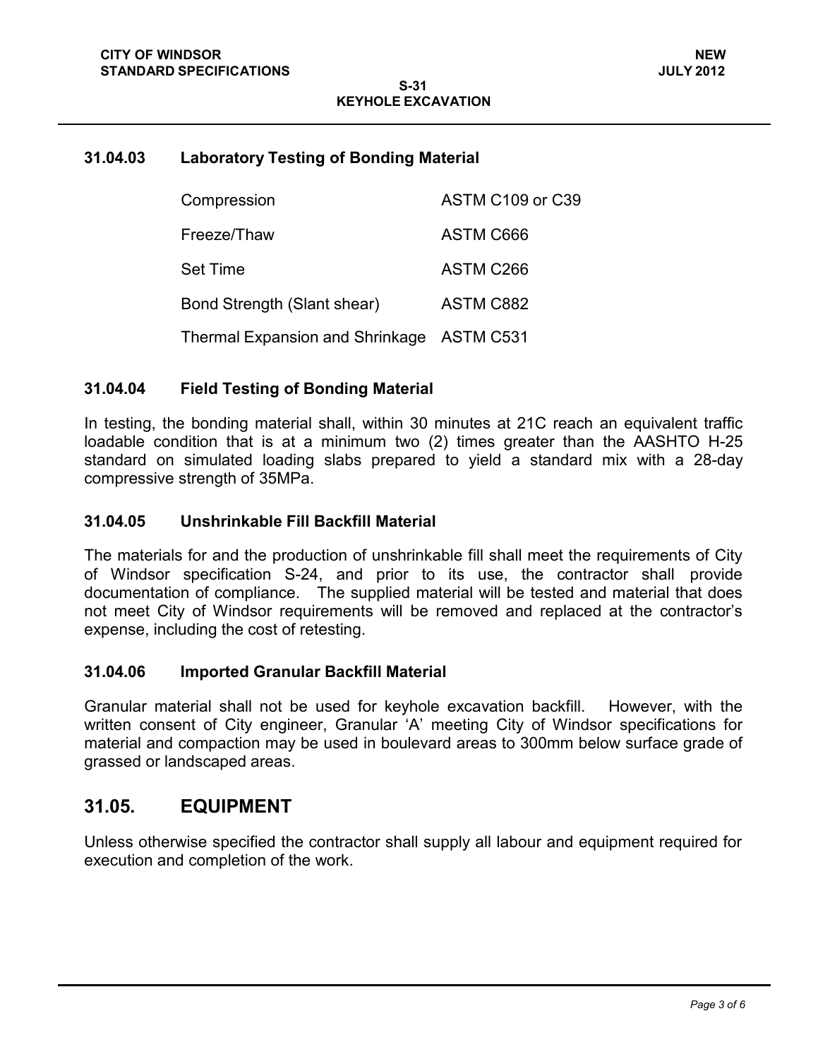### 31.04.03 Laboratory Testing of Bonding Material

| | |
|---|---|
| Compression | ASTM C109 or C39 |
| Freeze/Thaw | ASTM C666 |
| Set Time | ASTM C266 |
| Bond Strength (Slant shear) | ASTM C882 |
| Thermal Expansion and Shrinkage | ASTM C531 |

### 31.04.04 Field Testing of Bonding Material

In testing, the bonding material shall, within 30 minutes at 21C reach an equivalent traffic loadable condition that is at a minimum two (2) times greater than the AASHTO H-25 standard on simulated loading slabs prepared to yield a standard mix with a 28-day compressive strength of 35MPa.

### 31.04.05 Unshrinkable Fill Backfill Material

The materials for and the production of unshrinkable fill shall meet the requirements of City of Windsor specification S-24, and prior to its use, the contractor shall provide documentation of compliance. The supplied material will be tested and material that does not meet City of Windsor requirements will be removed and replaced at the contractor's expense, including the cost of retesting.

### 31.04.06 Imported Granular Backfill Material

Granular material shall not be used for keyhole excavation backfill. However, with the written consent of City engineer, Granular 'A' meeting City of Windsor specifications for material and compaction may be used in boulevard areas to 300mm below surface grade of grassed or landscaped areas.

## 31.05. EQUIPMENT

Unless otherwise specified the contractor shall supply all labour and equipment required for execution and completion of the work.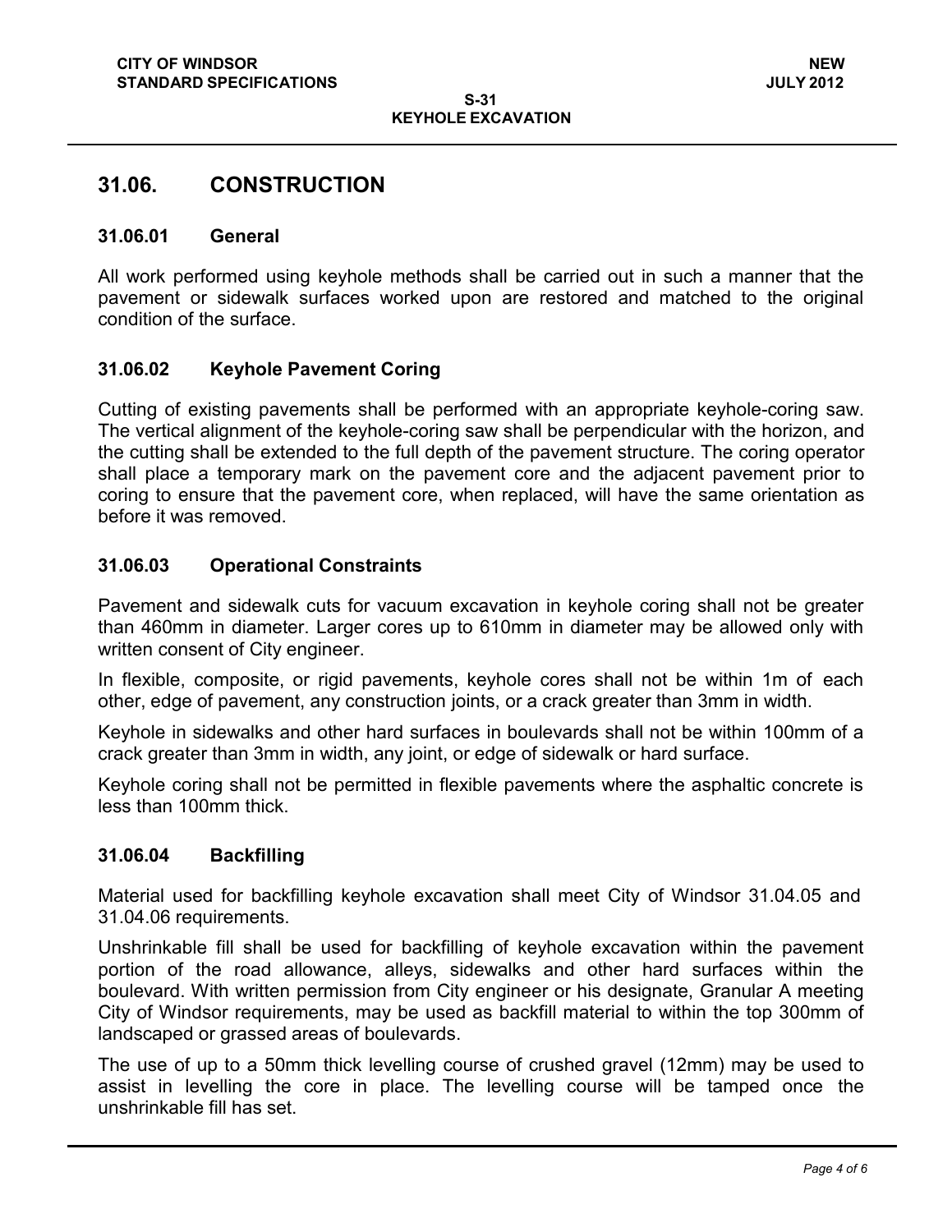## 31.06. CONSTRUCTION

### 31.06.01 General

All work performed using keyhole methods shall be carried out in such a manner that the pavement or sidewalk surfaces worked upon are restored and matched to the original condition of the surface.

### 31.06.02 Keyhole Pavement Coring

Cutting of existing pavements shall be performed with an appropriate keyhole-coring saw. The vertical alignment of the keyhole-coring saw shall be perpendicular with the horizon, and the cutting shall be extended to the full depth of the pavement structure. The coring operator shall place a temporary mark on the pavement core and the adjacent pavement prior to coring to ensure that the pavement core, when replaced, will have the same orientation as before it was removed.

### 31.06.03 Operational Constraints

Pavement and sidewalk cuts for vacuum excavation in keyhole coring shall not be greater than 460mm in diameter. Larger cores up to 610mm in diameter may be allowed only with written consent of City engineer.

In flexible, composite, or rigid pavements, keyhole cores shall not be within 1m of each other, edge of pavement, any construction joints, or a crack greater than 3mm in width.

Keyhole in sidewalks and other hard surfaces in boulevards shall not be within 100mm of a crack greater than 3mm in width, any joint, or edge of sidewalk or hard surface.

Keyhole coring shall not be permitted in flexible pavements where the asphaltic concrete is less than 100mm thick.

### 31.06.04 Backfilling

Material used for backfilling keyhole excavation shall meet City of Windsor 31.04.05 and 31.04.06 requirements.

Unshrinkable fill shall be used for backfilling of keyhole excavation within the pavement portion of the road allowance, alleys, sidewalks and other hard surfaces within the boulevard. With written permission from City engineer or his designate, Granular A meeting City of Windsor requirements, may be used as backfill material to within the top 300mm of landscaped or grassed areas of boulevards.

The use of up to a 50mm thick levelling course of crushed gravel (12mm) may be used to assist in levelling the core in place. The levelling course will be tamped once the unshrinkable fill has set.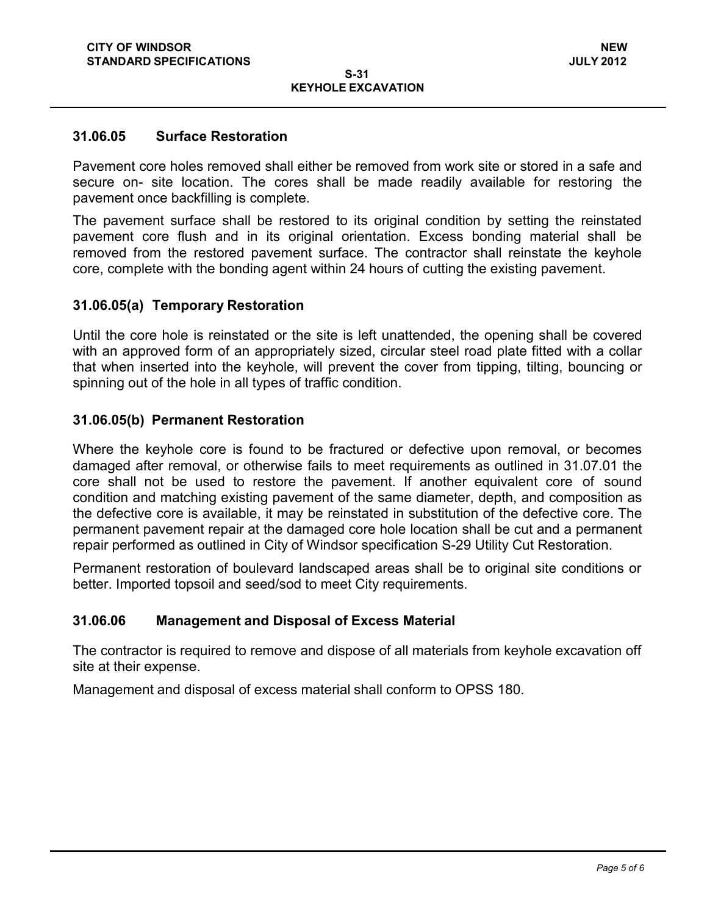### 31.06.05 Surface Restoration

Pavement core holes removed shall either be removed from work site or stored in a safe and secure on- site location. The cores shall be made readily available for restoring the pavement once backfilling is complete.

The pavement surface shall be restored to its original condition by setting the reinstated pavement core flush and in its original orientation. Excess bonding material shall be removed from the restored pavement surface. The contractor shall reinstate the keyhole core, complete with the bonding agent within 24 hours of cutting the existing pavement.

### 31.06.05(a) Temporary Restoration

Until the core hole is reinstated or the site is left unattended, the opening shall be covered with an approved form of an appropriately sized, circular steel road plate fitted with a collar that when inserted into the keyhole, will prevent the cover from tipping, tilting, bouncing or spinning out of the hole in all types of traffic condition.

### 31.06.05(b) Permanent Restoration

Where the keyhole core is found to be fractured or defective upon removal, or becomes damaged after removal, or otherwise fails to meet requirements as outlined in 31.07.01 the core shall not be used to restore the pavement. If another equivalent core of sound condition and matching existing pavement of the same diameter, depth, and composition as the defective core is available, it may be reinstated in substitution of the defective core. The permanent pavement repair at the damaged core hole location shall be cut and a permanent repair performed as outlined in City of Windsor specification S-29 Utility Cut Restoration.

Permanent restoration of boulevard landscaped areas shall be to original site conditions or better. Imported topsoil and seed/sod to meet City requirements.

### 31.06.06 Management and Disposal of Excess Material

The contractor is required to remove and dispose of all materials from keyhole excavation off site at their expense.

Management and disposal of excess material shall conform to OPSS 180.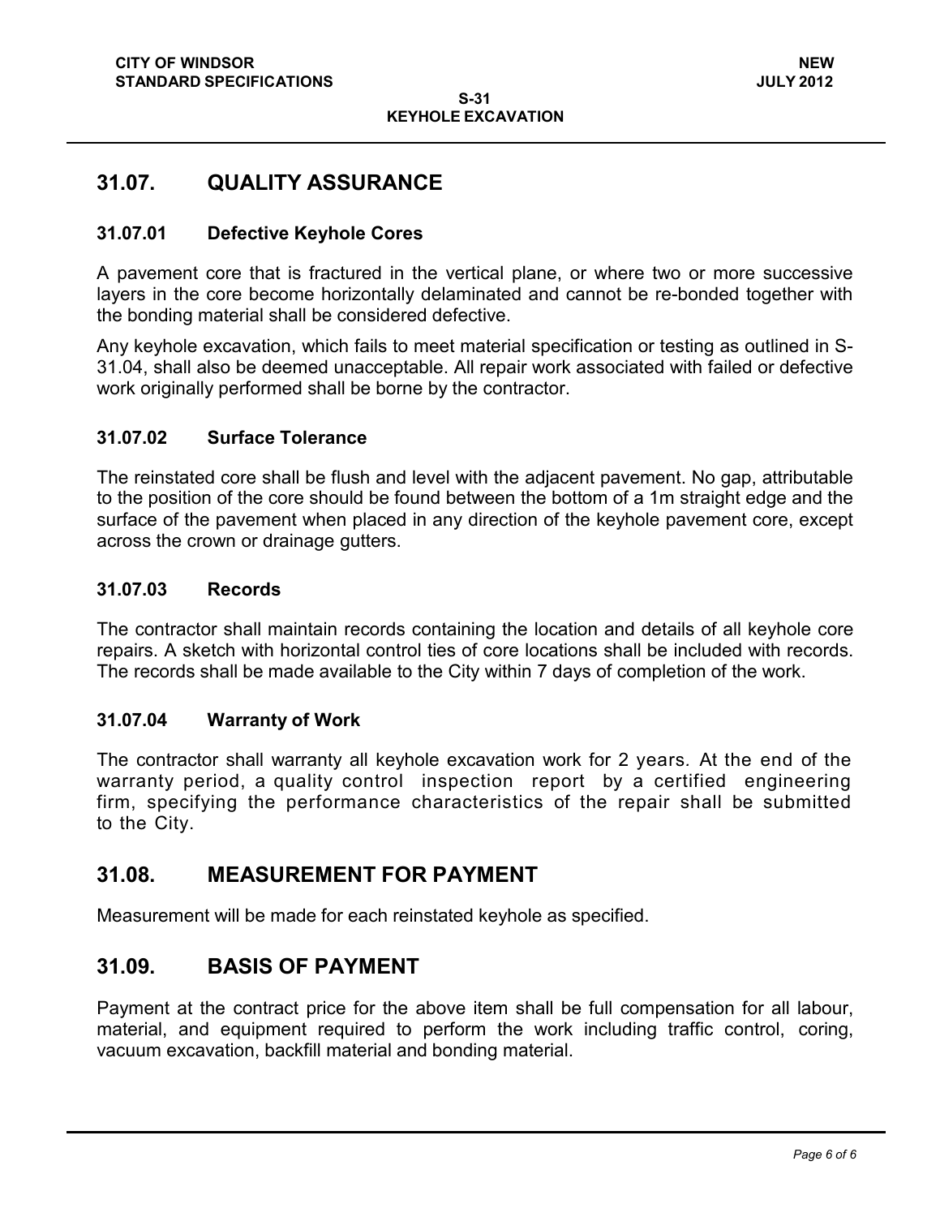## 31.07. QUALITY ASSURANCE

### 31.07.01 Defective Keyhole Cores

A pavement core that is fractured in the vertical plane, or where two or more successive layers in the core become horizontally delaminated and cannot be re-bonded together with the bonding material shall be considered defective.

Any keyhole excavation, which fails to meet material specification or testing as outlined in S-31.04, shall also be deemed unacceptable. All repair work associated with failed or defective work originally performed shall be borne by the contractor.

### 31.07.02 Surface Tolerance

The reinstated core shall be flush and level with the adjacent pavement. No gap, attributable to the position of the core should be found between the bottom of a 1m straight edge and the surface of the pavement when placed in any direction of the keyhole pavement core, except across the crown or drainage gutters.

### 31.07.03 Records

The contractor shall maintain records containing the location and details of all keyhole core repairs. A sketch with horizontal control ties of core locations shall be included with records. The records shall be made available to the City within 7 days of completion of the work.

### 31.07.04 Warranty of Work

The contractor shall warranty all keyhole excavation work for 2 years. At the end of the warranty period, a quality control inspection report by a certified engineering firm, specifying the performance characteristics of the repair shall be submitted to the City.

## 31.08. MEASUREMENT FOR PAYMENT

Measurement will be made for each reinstated keyhole as specified.

## 31.09. BASIS OF PAYMENT

Payment at the contract price for the above item shall be full compensation for all labour, material, and equipment required to perform the work including traffic control, coring, vacuum excavation, backfill material and bonding material.